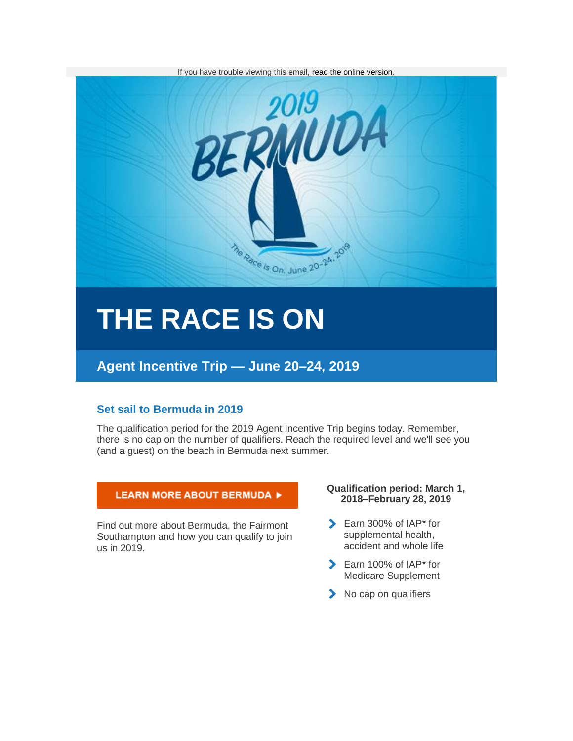If you have trouble viewing this email, read the online version.

# THE RACE IS ON

## Agent Incentive Trip — June 20–24, 2019

### Set sail to Bermuda in 2019

The qualification period for the 2019 Agent Incentive Trip begins today. Remember, there is no cap on the number of qualifiers. Reach the required level and we'll see you (and a guest) on the beach in Bermuda next summer.

LEARN MORE ABOUT BERMUDA ▸

Find out more about Bermuda, the Fairmont Southampton and how you can qualify to join us in 2019.

**Qualification period: March 1, 2018–February 28, 2019**

- Earn 300% of IAP* for supplemental health, accident and whole life
- Earn 100% of IAP* for Medicare Supplement
- No cap on qualifiers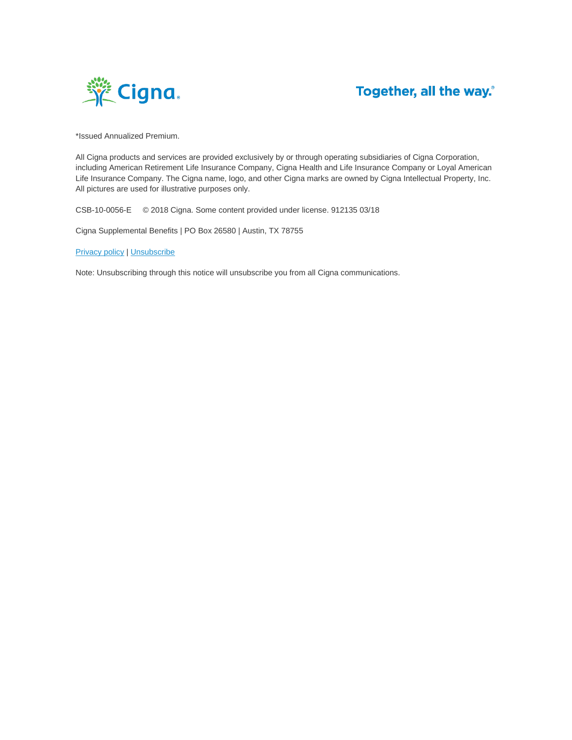Together, all the way.®

*Issued Annualized Premium.

All Cigna products and services are provided exclusively by or through operating subsidiaries of Cigna Corporation, including American Retirement Life Insurance Company, Cigna Health and Life Insurance Company or Loyal American Life Insurance Company. The Cigna name, logo, and other Cigna marks are owned by Cigna Intellectual Property, Inc. All pictures are used for illustrative purposes only.

CSB-10-0056-E © 2018 Cigna. Some content provided under license. 912135 03/18

Cigna Supplemental Benefits | PO Box 26580 | Austin, TX 78755

Privacy policy | Unsubscribe

Note: Unsubscribing through this notice will unsubscribe you from all Cigna communications.